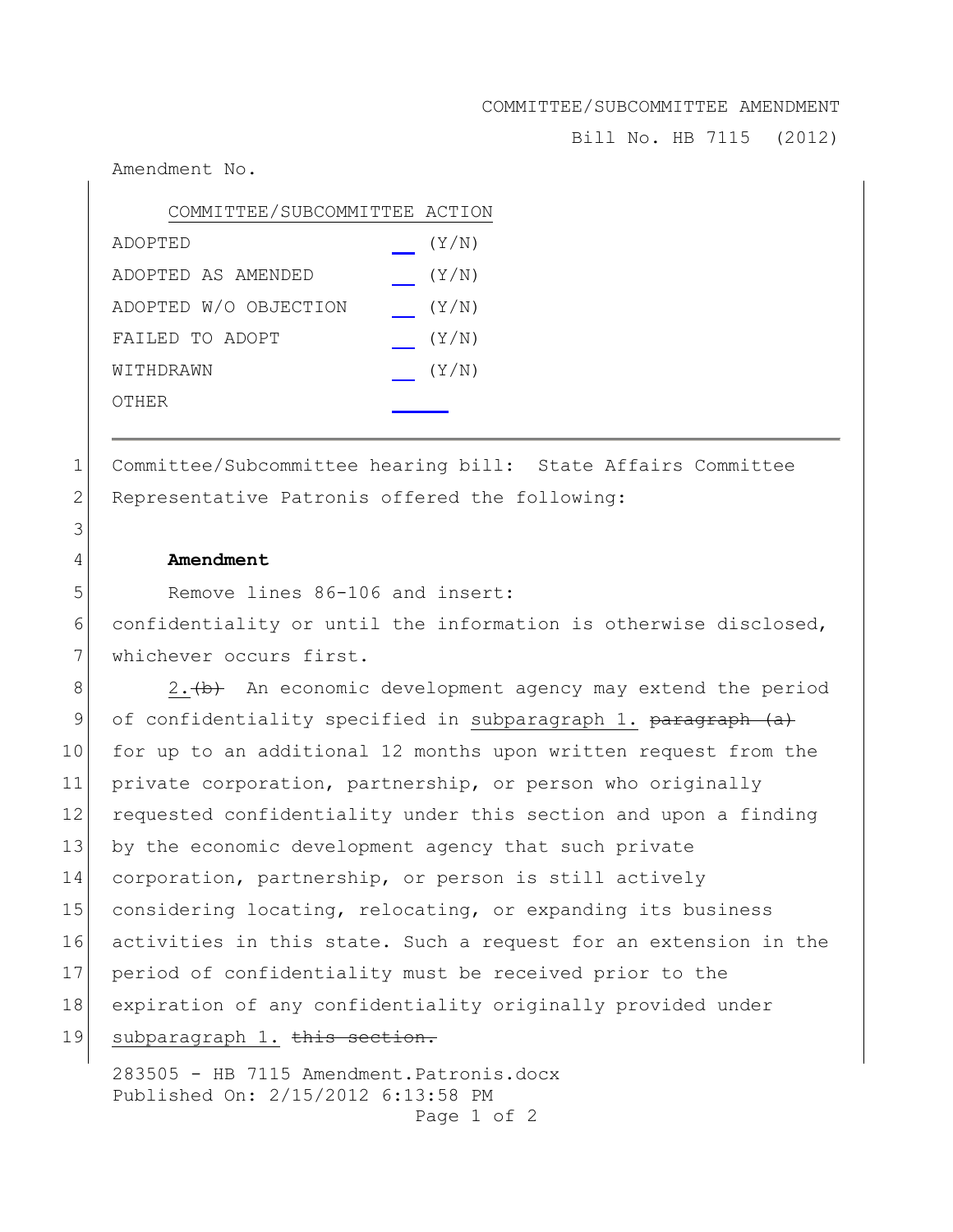COMMITTEE/SUBCOMMITTEE AMENDMENT

Bill No. HB 7115 (2012)

Amendment No.

| COMMITTEE/SUBCOMMITTEE ACTION | |
|---|---|
| ADOPTED | __ (Y/N) |
| ADOPTED AS AMENDED | __ (Y/N) |
| ADOPTED W/O OBJECTION | __ (Y/N) |
| FAILED TO ADOPT | __ (Y/N) |
| WITHDRAWN | __ (Y/N) |
| OTHER | ____ |

---

1 Committee/Subcommittee hearing bill: State Affairs Committee
2 Representative Patronis offered the following:
3
4 **Amendment**
5 Remove lines 86-106 and insert:
6 confidentiality or until the information is otherwise disclosed,
7 whichever occurs first.
8 2.~~(b)~~ An economic development agency may extend the period
9 of confidentiality specified in <u>subparagraph 1.</u> ~~paragraph (a)~~
10 for up to an additional 12 months upon written request from the
11 private corporation, partnership, or person who originally
12 requested confidentiality under this section and upon a finding
13 by the economic development agency that such private
14 corporation, partnership, or person is still actively
15 considering locating, relocating, or expanding its business
16 activities in this state. Such a request for an extension in the
17 period of confidentiality must be received prior to the
18 expiration of any confidentiality originally provided under
19 <u>subparagraph 1.</u> ~~this section.~~

283505 - HB 7115 Amendment.Patronis.docx
Published On: 2/15/2012 6:13:58 PM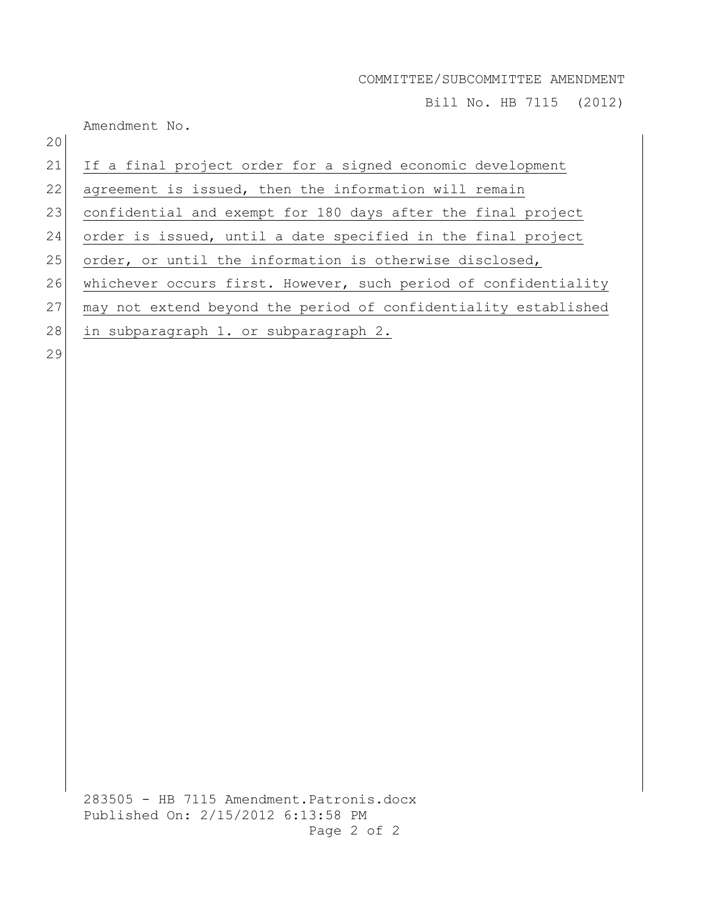If a final project order for a signed economic development agreement is issued, then the information will remain confidential and exempt for 180 days after the final project order is issued, until a date specified in the final project order, or until the information is otherwise disclosed, whichever occurs first. However, such period of confidentiality may not extend beyond the period of confidentiality established in subparagraph 1. or subparagraph 2.